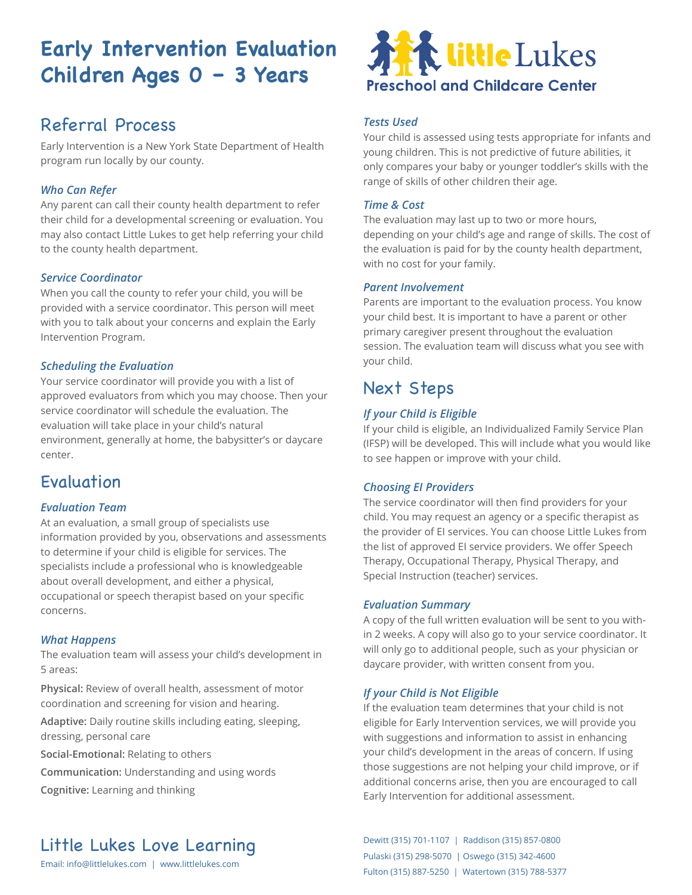# Early Intervention Evaluation Children Ages 0 - 3 Years

Little Lukes Preschool and Childcare Center

## Referral Process

Early Intervention is a New York State Department of Health program run locally by our county.

### *Who Can Refer*

Any parent can call their county health department to refer their child for a developmental screening or evaluation. You may also contact Little Lukes to get help referring your child to the county health department.

### *Service Coordinator*

When you call the county to refer your child, you will be provided with a service coordinator. This person will meet with you to talk about your concerns and explain the Early Intervention Program.

### *Scheduling the Evaluation*

Your service coordinator will provide you with a list of approved evaluators from which you may choose. Then your service coordinator will schedule the evaluation. The evaluation will take place in your child's natural environment, generally at home, the babysitter's or daycare center.

## Evaluation

### *Evaluation Team*

At an evaluation, a small group of specialists use information provided by you, observations and assessments to determine if your child is eligible for services. The specialists include a professional who is knowledgeable about overall development, and either a physical, occupational or speech therapist based on your specific concerns.

### *What Happens*

The evaluation team will assess your child's development in 5 areas:

**Physical:** Review of overall health, assessment of motor coordination and screening for vision and hearing.

**Adaptive:** Daily routine skills including eating, sleeping, dressing, personal care

**Social-Emotional:** Relating to others

**Communication:** Understanding and using words

**Cognitive:** Learning and thinking

### *Tests Used*

Your child is assessed using tests appropriate for infants and young children. This is not predictive of future abilities, it only compares your baby or younger toddler's skills with the range of skills of other children their age.

### *Time & Cost*

The evaluation may last up to two or more hours, depending on your child's age and range of skills. The cost of the evaluation is paid for by the county health department, with no cost for your family.

### *Parent Involvement*

Parents are important to the evaluation process. You know your child best. It is important to have a parent or other primary caregiver present throughout the evaluation session. The evaluation team will discuss what you see with your child.

## Next Steps

### *If your Child is Eligible*

If your child is eligible, an Individualized Family Service Plan (IFSP) will be developed. This will include what you would like to see happen or improve with your child.

### *Choosing EI Providers*

The service coordinator will then find providers for your child. You may request an agency or a specific therapist as the provider of EI services. You can choose Little Lukes from the list of approved EI service providers. We offer Speech Therapy, Occupational Therapy, Physical Therapy, and Special Instruction (teacher) services.

### *Evaluation Summary*

A copy of the full written evaluation will be sent to you within 2 weeks. A copy will also go to your service coordinator. It will only go to additional people, such as your physician or daycare provider, with written consent from you.

### *If your Child is Not Eligible*

If the evaluation team determines that your child is not eligible for Early Intervention services, we will provide you with suggestions and information to assist in enhancing your child's development in the areas of concern. If using those suggestions are not helping your child improve, or if additional concerns arise, then you are encouraged to call Early Intervention for additional assessment.

## Little Lukes Love Learning

Email: info@littlelukes.com | www.littlelukes.com

Dewitt (315) 701-1107 | Raddison (315) 857-0800
Pulaski (315) 298-5070 | Oswego (315) 342-4600
Fulton (315) 887-5250 | Watertown (315) 788-5377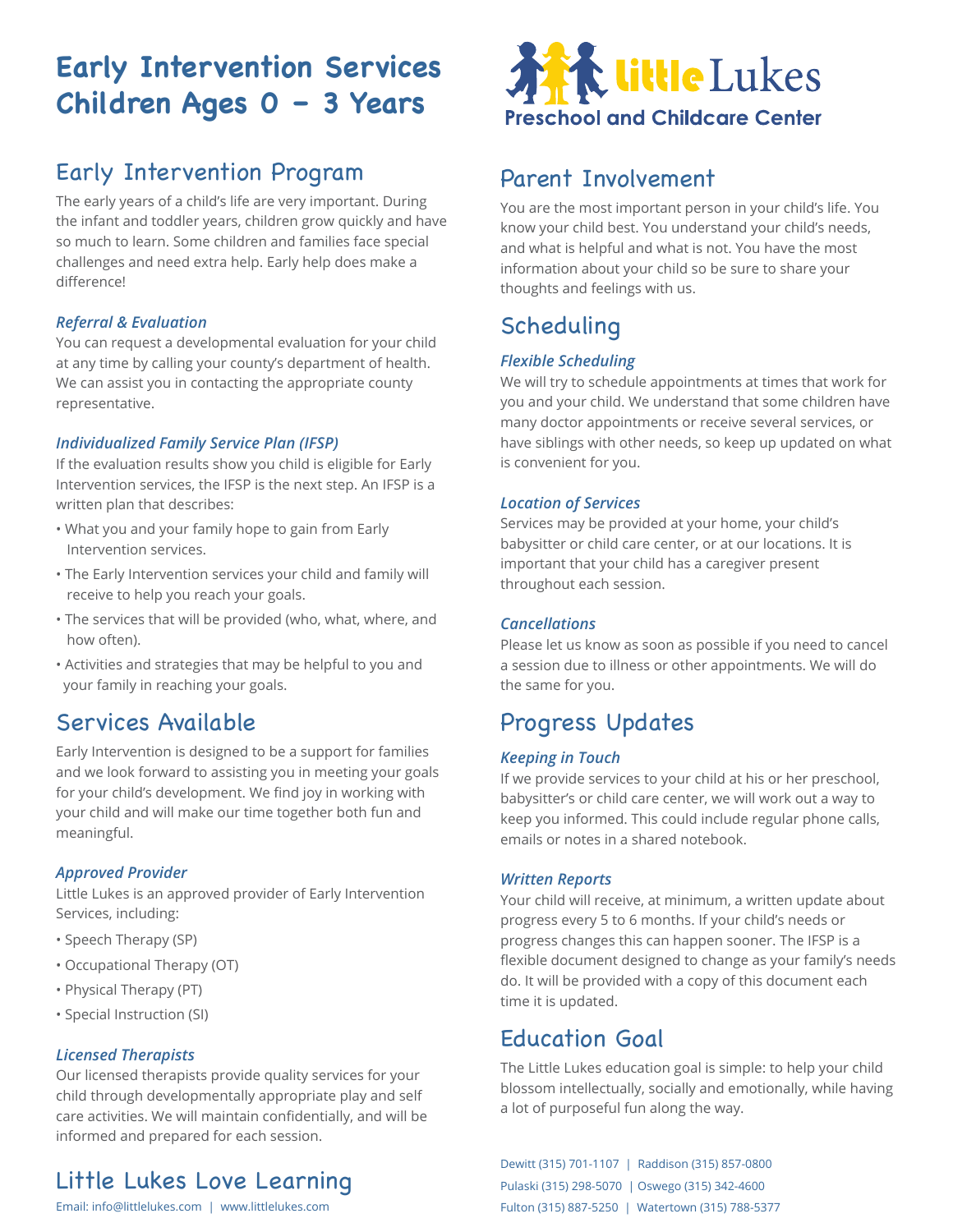# Early Intervention Services Children Ages 0 - 3 Years

## Early Intervention Program

The early years of a child's life are very important. During the infant and toddler years, children grow quickly and have so much to learn. Some children and families face special challenges and need extra help. Early help does make a difference!

### *Referral & Evaluation*

You can request a developmental evaluation for your child at any time by calling your county's department of health. We can assist you in contacting the appropriate county representative.

### *Individualized Family Service Plan (IFSP)*

If the evaluation results show you child is eligible for Early Intervention services, the IFSP is the next step. An IFSP is a written plan that describes:

- What you and your family hope to gain from Early Intervention services.
- The Early Intervention services your child and family will receive to help you reach your goals.
- The services that will be provided (who, what, where, and how often).
- Activities and strategies that may be helpful to you and your family in reaching your goals.

## Services Available

Early Intervention is designed to be a support for families and we look forward to assisting you in meeting your goals for your child's development. We find joy in working with your child and will make our time together both fun and meaningful.

### *Approved Provider*

Little Lukes is an approved provider of Early Intervention Services, including:

- Speech Therapy (SP)
- Occupational Therapy (OT)
- Physical Therapy (PT)
- Special Instruction (SI)

### *Licensed Therapists*

Our licensed therapists provide quality services for your child through developmentally appropriate play and self care activities. We will maintain confidentially, and will be informed and prepared for each session.

## Little Lukes Love Learning

Email: info@littlelukes.com | www.littlelukes.com

little Lukes
Preschool and Childcare Center

## Parent Involvement

You are the most important person in your child's life. You know your child best. You understand your child's needs, and what is helpful and what is not. You have the most information about your child so be sure to share your thoughts and feelings with us.

## Scheduling

### *Flexible Scheduling*

We will try to schedule appointments at times that work for you and your child. We understand that some children have many doctor appointments or receive several services, or have siblings with other needs, so keep up updated on what is convenient for you.

### *Location of Services*

Services may be provided at your home, your child's babysitter or child care center, or at our locations. It is important that your child has a caregiver present throughout each session.

### *Cancellations*

Please let us know as soon as possible if you need to cancel a session due to illness or other appointments. We will do the same for you.

## Progress Updates

### *Keeping in Touch*

If we provide services to your child at his or her preschool, babysitter's or child care center, we will work out a way to keep you informed. This could include regular phone calls, emails or notes in a shared notebook.

### *Written Reports*

Your child will receive, at minimum, a written update about progress every 5 to 6 months. If your child's needs or progress changes this can happen sooner. The IFSP is a flexible document designed to change as your family's needs do. It will be provided with a copy of this document each time it is updated.

## Education Goal

The Little Lukes education goal is simple: to help your child blossom intellectually, socially and emotionally, while having a lot of purposeful fun along the way.

Dewitt (315) 701-1107 | Raddison (315) 857-0800
Pulaski (315) 298-5070 | Oswego (315) 342-4600
Fulton (315) 887-5250 | Watertown (315) 788-5377